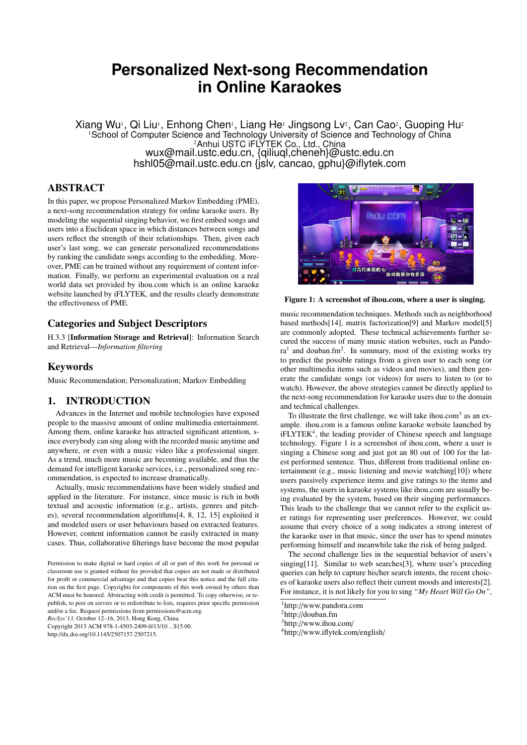# Personalized Next-song Recommendation in Online Karaokes

Xiang Wu[1], Qi Liu[1], Enhong Chen[1], Liang He[1] Jingsong Lv[2], Can Cao[2], Guoping Hu[2]
[1]School of Computer Science and Technology University of Science and Technology of China
[2]Anhui USTC iFLYTEK Co., Ltd., China
wux@mail.ustc.edu.cn, {qiliuql,cheneh}@ustc.edu.cn
hshl05@mail.ustc.edu.cn {jslv, cancao, gphu}@iflytek.com

## ABSTRACT

In this paper, we propose Personalized Markov Embedding (PME), a next-song recommendation strategy for online karaoke users. By modeling the sequential singing behavior, we first embed songs and users into a Euclidean space in which distances between songs and users reflect the strength of their relationships. Then, given each user's last song, we can generate personalized recommendations by ranking the candidate songs according to the embedding. Moreover, PME can be trained without any requirement of content information. Finally, we perform an experimental evaluation on a real world data set provided by ihou.com which is an online karaoke website launched by iFLYTEK, and the results clearly demonstrate the effectiveness of PME.

## Categories and Subject Descriptors

H.3.3 [**Information Storage and Retrieval**]: Information Search and Retrieval—*Information filtering*

## Keywords

Music Recommendation; Personalization; Markov Embedding

## 1. INTRODUCTION

Advances in the Internet and mobile technologies have exposed people to the massive amount of online multimedia entertainment. Among them, online karaoke has attracted significant attention, since everybody can sing along with the recorded music anytime and anywhere, or even with a music video like a professional singer. As a trend, much more music are becoming available, and thus the demand for intelligent karaoke services, i.e., personalized song recommendation, is expected to increase dramatically.

Actually, music recommendations have been widely studied and applied in the literature. For instance, since music is rich in both textual and acoustic information (e.g., artists, genres and pitches), several recommendation algorithms[4, 8, 12, 15] exploited it and modeled users or user behaviours based on extracted features. However, content information cannot be easily extracted in many cases. Thus, collaborative filterings have become the most popular music recommendation techniques. Methods such as neighborhood based methods[14], matrix factorization[9] and Markov model[5] are commonly adopted. These technical achievements further secured the success of many music station websites, such as Pandora[1] and douban.fm[2]. In summary, most of the existing works try to predict the possible ratings from a given user to each song (or other multimedia items such as videos and movies), and then generate the candidate songs (or videos) for users to listen to (or to watch). However, the above strategies cannot be directly applied to the next-song recommendation for karaoke users due to the domain and technical challenges.

Figure 1: A screenshot of ihou.com, where a user is singing.

To illustrate the first challenge, we will take ihou.com[3] as an example. ihou.com is a famous online karaoke website launched by iFLYTEK[4], the leading provider of Chinese speech and language technology. Figure 1 is a screenshot of ihou.com, where a user is singing a Chinese song and just got an 80 out of 100 for the latest performed sentence. Thus, different from traditional online entertainment (e.g., music listening and movie watching[10]) where users passively experience items and give ratings to the items and systems, the users in karaoke systems like ihou.com are usually being evaluated by the system, based on their singing performances. This leads to the challenge that we cannot refer to the explicit user ratings for representing user preferences. However, we could assume that every choice of a song indicates a strong interest of the karaoke user in that music, since the user has to spend minutes performing himself and meanwhile take the risk of being judged.

The second challenge lies in the sequential behavior of users's singing[11]. Similar to web searches[3], where user's preceding queries can help to capture his/her search intents, the recent choices of karaoke users also reflect their current moods and interests[2]. For instance, it is not likely for you to sing *"My Heart Will Go On"*,

[1]http://www.pandora.com
[2]http://douban.fm
[3]http://www.ihou.com/
[4]http://www.iflytek.com/english/

Permission to make digital or hard copies of all or part of this work for personal or classroom use is granted without fee provided that copies are not made or distributed for profit or commercial advantage and that copies bear this notice and the full citation on the first page. Copyrights for components of this work owned by others than ACM must be honored. Abstracting with credit is permitted. To copy otherwise, or republish, to post on servers or to redistribute to lists, requires prior specific permission and/or a fee. Request permissions from permissions@acm.org.
*RecSys'13,* October 12–16, 2013, Hong Kong, China.
Copyright 2013 ACM 978-1-4503-2409-0/13/10 ...$15.00.
http://dx.doi.org/10.1145/2507157.2507215.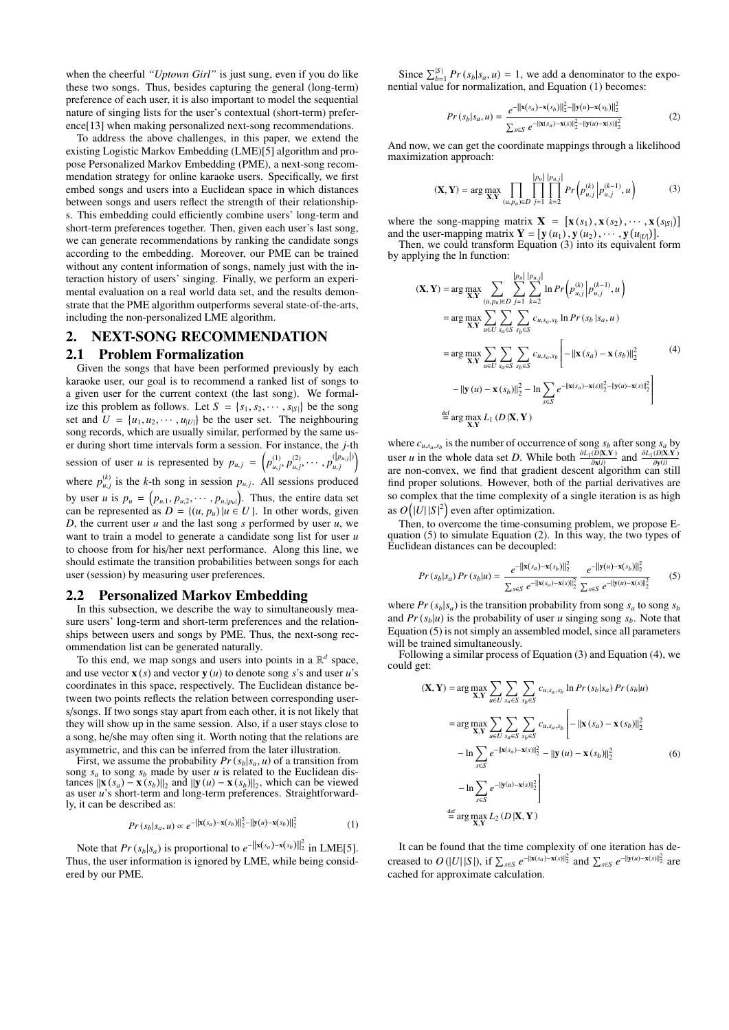when the cheerful *"Uptown Girl"* is just sung, even if you do like these two songs. Thus, besides capturing the general (long-term) preference of each user, it is also important to model the sequential nature of singing lists for the user's contextual (short-term) preference[13] when making personalized next-song recommendations.

To address the above challenges, in this paper, we extend the existing Logistic Markov Embedding (LME)[5] algorithm and propose Personalized Markov Embedding (PME), a next-song recommendation strategy for online karaoke users. Specifically, we first embed songs and users into a Euclidean space in which distances between songs and users reflect the strength of their relationships. This embedding could efficiently combine users' long-term and short-term preferences together. Then, given each user's last song, we can generate recommendations by ranking the candidate songs according to the embedding. Moreover, our PME can be trained without any content information of songs, namely just with the interaction history of users' singing. Finally, we perform an experimental evaluation on a real world data set, and the results demonstrate that the PME algorithm outperforms several state-of-the-arts, including the non-personalized LME algorithm.

## 2. NEXT-SONG RECOMMENDATION

### 2.1 Problem Formalization

Given the songs that have been performed previously by each karaoke user, our goal is to recommend a ranked list of songs to a given user for the current context (the last song). We formalize this problem as follows. Let $S = \{s_1, s_2, \cdots, s_{|S|}\}$ be the song set and $U = \{u_1, u_2, \cdots, u_{|U|}\}$ be the user set. The neighbouring song records, which are usually similar, performed by the same user during short time intervals form a session. For instance, the $j$-th session of user $u$ is represented by $p_{u,j} = \left(p_{u,j}^{(1)}, p_{u,j}^{(2)}, \cdots, p_{u,j}^{(|p_{u,j}|)}\right)$ where $p_{u,j}^{(k)}$ is the $k$-th song in session $p_{u,j}$. All sessions produced by user $u$ is $p_u = \left(p_{u,1}, p_{u,2}, \cdots, p_{u,|p_u|}\right)$. Thus, the entire data set can be represented as $D = \{(u, p_u) | u \in U\}$. In other words, given $D$, the current user $u$ and the last song $s$ performed by user $u$, we want to train a model to generate a candidate song list for user $u$ to choose from for his/her next performance. Along this line, we should estimate the transition probabilities between songs for each user (session) by measuring user preferences.

### 2.2 Personalized Markov Embedding

In this subsection, we describe the way to simultaneously measure users' long-term and short-term preferences and the relationships between users and songs by PME. Thus, the next-song recommendation list can be generated naturally.

To this end, we map songs and users into points in a $\mathbb{R}^d$ space, and use vector $\mathbf{x}(s)$ and vector $\mathbf{y}(u)$ to denote song $s$'s and user $u$'s coordinates in this space, respectively. The Euclidean distance between two points reflects the relation between corresponding users/songs. If two songs stay apart from each other, it is not likely that they will show up in the same session. Also, if a user stays close to a song, he/she may often sing it. Worth noting that the relations are asymmetric, and this can be inferred from the later illustration.

First, we assume the probability $Pr(s_b|s_a, u)$ of a transition from song $s_a$ to song $s_b$ made by user $u$ is related to the Euclidean distances $\|\mathbf{x}(s_a) - \mathbf{x}(s_b)\|_2$ and $\|\mathbf{y}(u) - \mathbf{x}(s_b)\|_2$, which can be viewed as user $u$'s short-term and long-term preferences. Straightforwardly, it can be described as:

$$Pr(s_b|s_a, u) \propto e^{-\|\mathbf{x}(s_a)-\mathbf{x}(s_b)\|_2^2 - \|\mathbf{y}(u)-\mathbf{x}(s_b)\|_2^2} \tag{1}$$

Note that $Pr(s_b|s_a)$ is proportional to $e^{-\|\mathbf{x}(s_a)-\mathbf{x}(s_b)\|_2^2}$ in LME[5]. Thus, the user information is ignored by LME, while being considered by our PME.

Since $\sum_{b=1}^{|S|} Pr(s_b|s_a, u) = 1$, we add a denominator to the exponential value for normalization, and Equation (1) becomes:

$$Pr(s_b|s_a, u) = \frac{e^{-\|\mathbf{x}(s_a)-\mathbf{x}(s_b)\|_2^2 - \|\mathbf{y}(u)-\mathbf{x}(s_b)\|_2^2}}{\sum_{s \in S} e^{-\|\mathbf{x}(s_a)-\mathbf{x}(s)\|_2^2 - \|\mathbf{y}(u)-\mathbf{x}(s)\|_2^2}} \tag{2}$$

And now, we can get the coordinate mappings through a likelihood maximization approach:

$$(\mathbf{X}, \mathbf{Y}) = \arg\max_{\mathbf{X},\mathbf{Y}} \prod_{(u,p_u) \in D} \prod_{j=1}^{|p_u|} \prod_{k=2}^{|p_{u,j}|} Pr\left(p_{u,j}^{(k)} \middle| p_{u,j}^{(k-1)}, u\right) \tag{3}$$

where the song-mapping matrix $\mathbf{X} = [\mathbf{x}(s_1), \mathbf{x}(s_2), \cdots, \mathbf{x}(s_{|S|})]$ and the user-mapping matrix $\mathbf{Y} = [\mathbf{y}(u_1), \mathbf{y}(u_2), \cdots, \mathbf{y}(u_{|U|})]$.

Then, we could transform Equation (3) into its equivalent form by applying the ln function:

$$\begin{aligned}
(\mathbf{X}, \mathbf{Y}) &= \arg\max_{\mathbf{X},\mathbf{Y}} \sum_{(u,p_u) \in D} \sum_{j=1}^{|p_u|} \sum_{k=2}^{|p_{u,j}|} \ln Pr\left(p_{u,j}^{(k)} \middle| p_{u,j}^{(k-1)}, u\right) \\
&= \arg\max_{\mathbf{X},\mathbf{Y}} \sum_{u \in U} \sum_{s_a \in S} \sum_{s_b \in S} c_{u,s_a,s_b} \ln Pr(s_b | s_a, u) \\
&= \arg\max_{\mathbf{X},\mathbf{Y}} \sum_{u \in U} \sum_{s_a \in S} \sum_{s_b \in S} c_{u,s_a,s_b} \Bigg[ -\|\mathbf{x}(s_a) - \mathbf{x}(s_b)\|_2^2 \\
&\quad - \|\mathbf{y}(u) - \mathbf{x}(s_b)\|_2^2 - \ln \sum_{s \in S} e^{-\|\mathbf{x}(s_a)-\mathbf{x}(s)\|_2^2 - \|\mathbf{y}(u)-\mathbf{x}(s)\|_2^2} \Bigg] \\
&\stackrel{\text{def}}{=} \arg\max_{\mathbf{X},\mathbf{Y}} L_1(D|\mathbf{X}, \mathbf{Y})
\end{aligned} \tag{4}$$

where $c_{u,s_a,s_b}$ is the number of occurrence of song $s_b$ after song $s_a$ by user $u$ in the whole data set $D$. While both $\frac{\partial L_1(D|\mathbf{X},\mathbf{Y})}{\partial \mathbf{x}(i)}$ and $\frac{\partial L_1(D|\mathbf{X},\mathbf{Y})}{\partial \mathbf{y}(i)}$ are non-convex, we find that gradient descent algorithm can still find proper solutions. However, both of the partial derivatives are so complex that the time complexity of a single iteration is as high as $O\left(|U| |S|^2\right)$ even after optimization.

Then, to overcome the time-consuming problem, we propose Equation (5) to simulate Equation (2). In this way, the two types of Euclidean distances can be decoupled:

$$Pr(s_b|s_a) \, Pr(s_b|u) = \frac{e^{-\|\mathbf{x}(s_a)-\mathbf{x}(s_b)\|_2^2}}{\sum_{s \in S} e^{-\|\mathbf{x}(s_a)-\mathbf{x}(s)\|_2^2}} \frac{e^{-\|\mathbf{y}(u)-\mathbf{x}(s_b)\|_2^2}}{\sum_{s \in S} e^{-\|\mathbf{y}(u)-\mathbf{x}(s)\|_2^2}} \tag{5}$$

where $Pr(s_b|s_a)$ is the transition probability from song $s_a$ to song $s_b$ and $Pr(s_b|u)$ is the probability of user $u$ singing song $s_b$. Note that Equation (5) is not simply an assembled model, since all parameters will be trained simultaneously.

Following a similar process of Equation (3) and Equation (4), we could get:

$$\begin{aligned}
(\mathbf{X}, \mathbf{Y}) &= \arg\max_{\mathbf{X},\mathbf{Y}} \sum_{u \in U} \sum_{s_a \in S} \sum_{s_b \in S} c_{u,s_a,s_b} \ln Pr(s_b|s_a) \, Pr(s_b|u) \\
&= \arg\max_{\mathbf{X},\mathbf{Y}} \sum_{u \in U} \sum_{s_a \in S} \sum_{s_b \in S} c_{u,s_a,s_b} \Bigg[ -\|\mathbf{x}(s_a) - \mathbf{x}(s_b)\|_2^2 \\
&\quad - \ln \sum_{s \in S} e^{-\|\mathbf{x}(s_a)-\mathbf{x}(s)\|_2^2} - \|\mathbf{y}(u) - \mathbf{x}(s_b)\|_2^2 \\
&\quad - \ln \sum_{s \in S} e^{-\|\mathbf{y}(u)-\mathbf{x}(s)\|_2^2} \Bigg] \\
&\stackrel{\text{def}}{=} \arg\max_{\mathbf{X},\mathbf{Y}} L_2(D|\mathbf{X}, \mathbf{Y})
\end{aligned} \tag{6}$$

It can be found that the time complexity of one iteration has decreased to $O(|U| |S|)$, if $\sum_{s \in S} e^{-\|\mathbf{x}(s_a)-\mathbf{x}(s)\|_2^2}$ and $\sum_{s \in S} e^{-\|\mathbf{y}(u)-\mathbf{x}(s)\|_2^2}$ are cached for approximate calculation.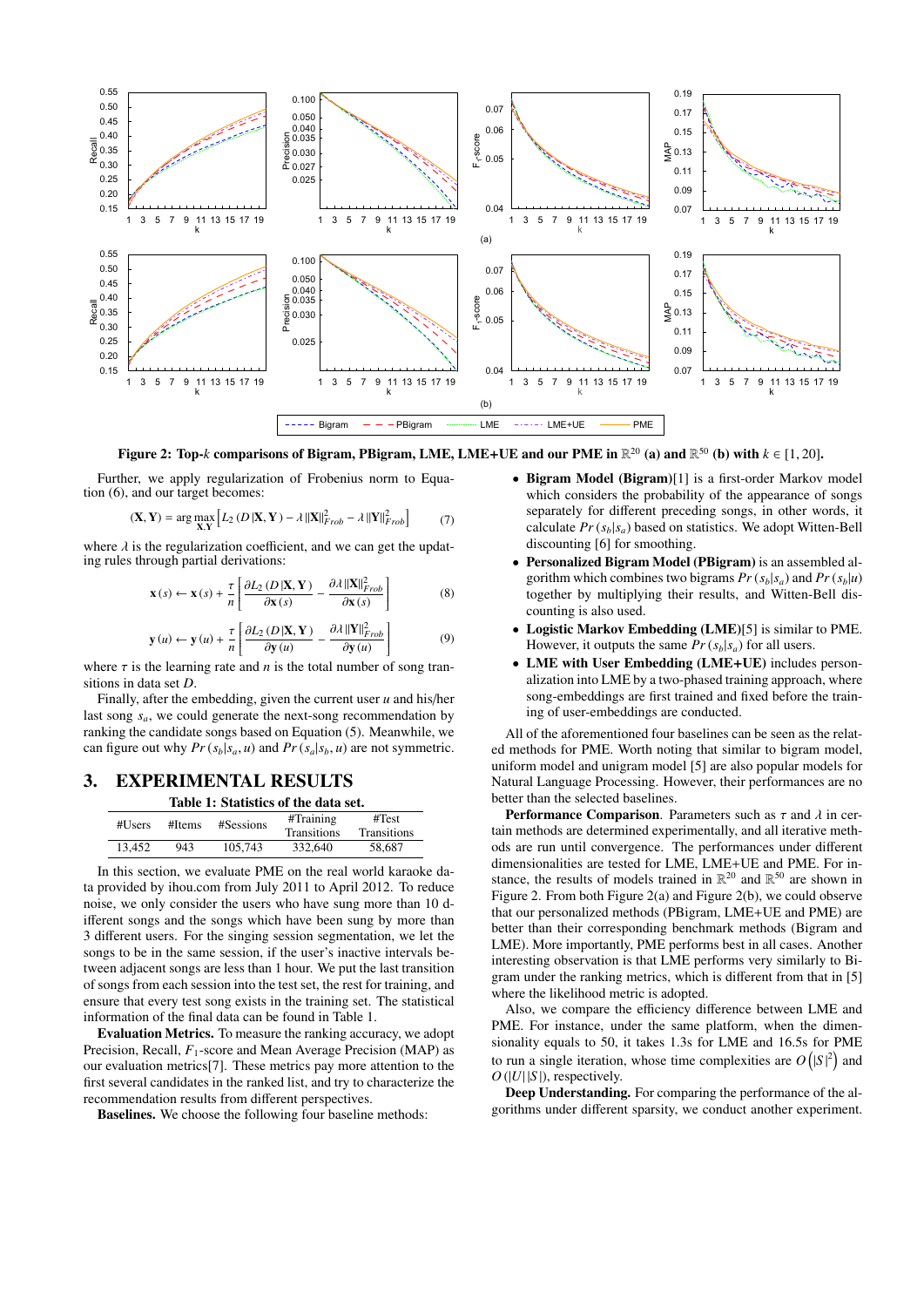Figure 2: Top-$k$ comparisons of Bigram, PBigram, LME, LME+UE and our PME in $\mathbb{R}^{20}$ (a) and $\mathbb{R}^{50}$ (b) with $k \in [1, 20]$.

Further, we apply regularization of Frobenius norm to Equation (6), and our target becomes:

$$(\mathbf{X}, \mathbf{Y}) = \arg\max_{\mathbf{X},\mathbf{Y}} \left[ L_2 (D \,|\mathbf{X}, \mathbf{Y}) - \lambda \|\mathbf{X}\|_{Frob}^2 - \lambda \|\mathbf{Y}\|_{Frob}^2 \right] \tag{7}$$

where $\lambda$ is the regularization coefficient, and we can get the updating rules through partial derivations:

$$\mathbf{x}(s) \leftarrow \mathbf{x}(s) + \frac{\tau}{n} \left[ \frac{\partial L_2 (D \,|\mathbf{X}, \mathbf{Y})}{\partial \mathbf{x}(s)} - \frac{\partial \lambda \|\mathbf{X}\|_{Frob}^2}{\partial \mathbf{x}(s)} \right] \tag{8}$$

$$\mathbf{y}(u) \leftarrow \mathbf{y}(u) + \frac{\tau}{n} \left[ \frac{\partial L_2 (D \,|\mathbf{X}, \mathbf{Y})}{\partial \mathbf{y}(u)} - \frac{\partial \lambda \|\mathbf{Y}\|_{Frob}^2}{\partial \mathbf{y}(u)} \right] \tag{9}$$

where $\tau$ is the learning rate and $n$ is the total number of song transitions in data set $D$.

Finally, after the embedding, given the current user $u$ and his/her last song $s_a$, we could generate the next-song recommendation by ranking the candidate songs based on Equation (5). Meanwhile, we can figure out why $Pr(s_b|s_a, u)$ and $Pr(s_a|s_b, u)$ are not symmetric.

# 3. EXPERIMENTAL RESULTS

Table 1: Statistics of the data set.

| #Users | #Items | #Sessions | #Training Transitions | #Test Transitions |
|---|---|---|---|---|
| 13,452 | 943 | 105,743 | 332,640 | 58,687 |

In this section, we evaluate PME on the real world karaoke data provided by ihou.com from July 2011 to April 2012. To reduce noise, we only consider the users who have sung more than 10 different songs and the songs which have been sung by more than 3 different users. For the singing session segmentation, we let the songs to be in the same session, if the user's inactive intervals between adjacent songs are less than 1 hour. We put the last transition of songs from each session into the test set, the rest for training, and ensure that every test song exists in the training set. The statistical information of the final data can be found in Table 1.

**Evaluation Metrics.** To measure the ranking accuracy, we adopt Precision, Recall, $F_1$-score and Mean Average Precision (MAP) as our evaluation metrics[7]. These metrics pay more attention to the first several candidates in the ranked list, and try to characterize the recommendation results from different perspectives.

**Baselines.** We choose the following four baseline methods:

- **Bigram Model (Bigram)**[1] is a first-order Markov model which considers the probability of the appearance of songs separately for different preceding songs, in other words, it calculate $Pr(s_b|s_a)$ based on statistics. We adopt Witten-Bell discounting [6] for smoothing.
- **Personalized Bigram Model (PBigram)** is an assembled algorithm which combines two bigrams $Pr(s_b|s_a)$ and $Pr(s_b|u)$ together by multiplying their results, and Witten-Bell discounting is also used.
- **Logistic Markov Embedding (LME)**[5] is similar to PME. However, it outputs the same $Pr(s_b|s_a)$ for all users.
- **LME with User Embedding (LME+UE)** includes personalization into LME by a two-phased training approach, where song-embeddings are first trained and fixed before the training of user-embeddings are conducted.

All of the aforementioned four baselines can be seen as the related methods for PME. Worth noting that similar to bigram model, uniform model and unigram model [5] are also popular models for Natural Language Processing. However, their performances are no better than the selected baselines.

**Performance Comparison**. Parameters such as $\tau$ and $\lambda$ in certain methods are determined experimentally, and all iterative methods are run until convergence. The performances under different dimensionalities are tested for LME, LME+UE and PME. For instance, the results of models trained in $\mathbb{R}^{20}$ and $\mathbb{R}^{50}$ are shown in Figure 2. From both Figure 2(a) and Figure 2(b), we could observe that our personalized methods (PBigram, LME+UE and PME) are better than their corresponding benchmark methods (Bigram and LME). More importantly, PME performs best in all cases. Another interesting observation is that LME performs very similarly to Bigram under the ranking metrics, which is different from that in [5] where the likelihood metric is adopted.

Also, we compare the efficiency difference between LME and PME. For instance, under the same platform, when the dimensionality equals to 50, it takes 1.3s for LME and 16.5s for PME to run a single iteration, whose time complexities are $O\left(|S|^2\right)$ and $O(|U||S|)$, respectively.

**Deep Understanding.** For comparing the performance of the algorithms under different sparsity, we conduct another experiment.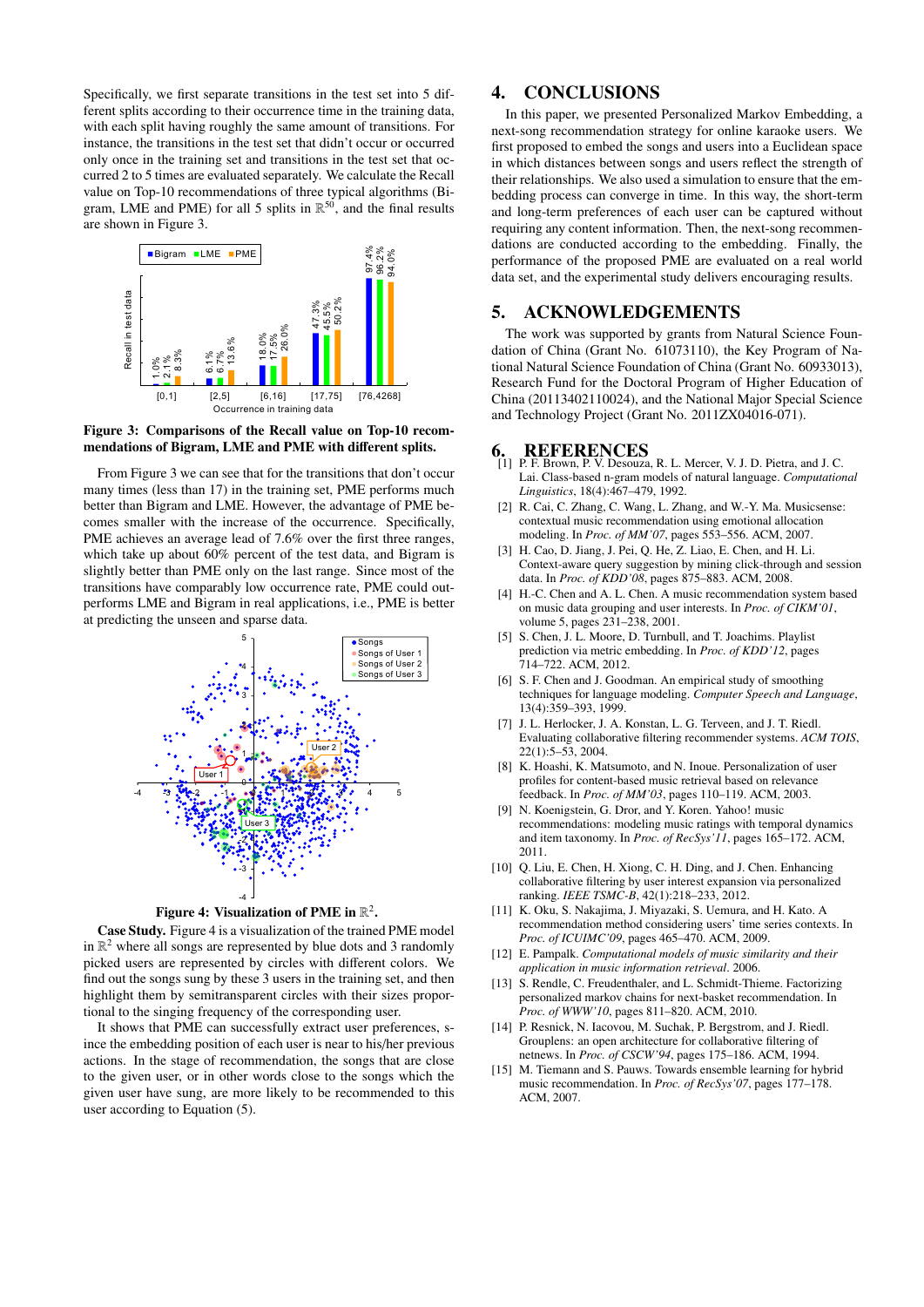Specifically, we first separate transitions in the test set into 5 different splits according to their occurrence time in the training data, with each split having roughly the same amount of transitions. For instance, the transitions in the test set that didn't occur or occurred only once in the training set and transitions in the test set that occurred 2 to 5 times are evaluated separately. We calculate the Recall value on Top-10 recommendations of three typical algorithms (Bigram, LME and PME) for all 5 splits in $\mathbb{R}^{50}$, and the final results are shown in Figure 3.

Bigram LME PME

Recall in test data

1.0% 2.1% 8.3%
6.1% 6.7% 13.6%
18.0% 17.5% 26.0%
47.3% 45.5% 50.2%
97.4% 96.2% 94.0%

[0,1] [2,5] [6,16] [17,75] [76,4268]

Occurrence in training data

**Figure 3: Comparisons of the Recall value on Top-10 recommendations of Bigram, LME and PME with different splits.**

From Figure 3 we can see that for the transitions that don't occur many times (less than 17) in the training set, PME performs much better than Bigram and LME. However, the advantage of PME becomes smaller with the increase of the occurrence. Specifically, PME achieves an average lead of 7.6% over the first three ranges, which take up about 60% percent of the test data, and Bigram is slightly better than PME only on the last range. Since most of the transitions have comparably low occurrence rate, PME could outperforms LME and Bigram in real applications, i.e., PME is better at predicting the unseen and sparse data.

Songs
Songs of User 1
Songs of User 2
Songs of User 3

User 1
User 2
User 3

**Figure 4: Visualization of PME in $\mathbb{R}^2$.**

**Case Study.** Figure 4 is a visualization of the trained PME model in $\mathbb{R}^2$ where all songs are represented by blue dots and 3 randomly picked users are represented by circles with different colors. We find out the songs sung by these 3 users in the training set, and then highlight them by semitransparent circles with their sizes proportional to the singing frequency of the corresponding user.

It shows that PME can successfully extract user preferences, since the embedding position of each user is near to his/her previous actions. In the stage of recommendation, the songs that are close to the given user, or in other words close to the songs which the given user have sung, are more likely to be recommended to this user according to Equation (5).

# 4. CONCLUSIONS

In this paper, we presented Personalized Markov Embedding, a next-song recommendation strategy for online karaoke users. We first proposed to embed the songs and users into a Euclidean space in which distances between songs and users reflect the strength of their relationships. We also used a simulation to ensure that the embedding process can converge in time. In this way, the short-term and long-term preferences of each user can be captured without requiring any content information. Then, the next-song recommendations are conducted according to the embedding. Finally, the performance of the proposed PME are evaluated on a real world data set, and the experimental study delivers encouraging results.

# 5. ACKNOWLEDGEMENTS

The work was supported by grants from Natural Science Foundation of China (Grant No. 61073110), the Key Program of National Natural Science Foundation of China (Grant No. 60933013), Research Fund for the Doctoral Program of Higher Education of China (20113402110024), and the National Major Special Science and Technology Project (Grant No. 2011ZX04016-071).

# 6. REFERENCES

[1] P. F. Brown, P. V. Desouza, R. L. Mercer, V. J. D. Pietra, and J. C. Lai. Class-based n-gram models of natural language. *Computational Linguistics*, 18(4):467–479, 1992.

[2] R. Cai, C. Zhang, C. Wang, L. Zhang, and W.-Y. Ma. Musicsense: contextual music recommendation using emotional allocation modeling. In *Proc. of MM'07*, pages 553–556. ACM, 2007.

[3] H. Cao, D. Jiang, J. Pei, Q. He, Z. Liao, E. Chen, and H. Li. Context-aware query suggestion by mining click-through and session data. In *Proc. of KDD'08*, pages 875–883. ACM, 2008.

[4] H.-C. Chen and A. L. Chen. A music recommendation system based on music data grouping and user interests. In *Proc. of CIKM'01*, volume 5, pages 231–238, 2001.

[5] S. Chen, J. L. Moore, D. Turnbull, and T. Joachims. Playlist prediction via metric embedding. In *Proc. of KDD'12*, pages 714–722. ACM, 2012.

[6] S. F. Chen and J. Goodman. An empirical study of smoothing techniques for language modeling. *Computer Speech and Language*, 13(4):359–393, 1999.

[7] J. L. Herlocker, J. A. Konstan, L. G. Terveen, and J. T. Riedl. Evaluating collaborative filtering recommender systems. *ACM TOIS*, 22(1):5–53, 2004.

[8] K. Hoashi, K. Matsumoto, and N. Inoue. Personalization of user profiles for content-based music retrieval based on relevance feedback. In *Proc. of MM'03*, pages 110–119. ACM, 2003.

[9] N. Koenigstein, G. Dror, and Y. Koren. Yahoo! music recommendations: modeling music ratings with temporal dynamics and item taxonomy. In *Proc. of RecSys'11*, pages 165–172. ACM, 2011.

[10] Q. Liu, E. Chen, H. Xiong, C. H. Ding, and J. Chen. Enhancing collaborative filtering by user interest expansion via personalized ranking. *IEEE TSMC-B*, 42(1):218–233, 2012.

[11] K. Oku, S. Nakajima, J. Miyazaki, S. Uemura, and H. Kato. A recommendation method considering users' time series contexts. In *Proc. of ICUIMC'09*, pages 465–470. ACM, 2009.

[12] E. Pampalk. *Computational models of music similarity and their application in music information retrieval*. 2006.

[13] S. Rendle, C. Freudenthaler, and L. Schmidt-Thieme. Factorizing personalized markov chains for next-basket recommendation. In *Proc. of WWW'10*, pages 811–820. ACM, 2010.

[14] P. Resnick, N. Iacovou, M. Suchak, P. Bergstrom, and J. Riedl. Grouplens: an open architecture for collaborative filtering of netnews. In *Proc. of CSCW'94*, pages 175–186. ACM, 1994.

[15] M. Tiemann and S. Pauws. Towards ensemble learning for hybrid music recommendation. In *Proc. of RecSys'07*, pages 177–178. ACM, 2007.